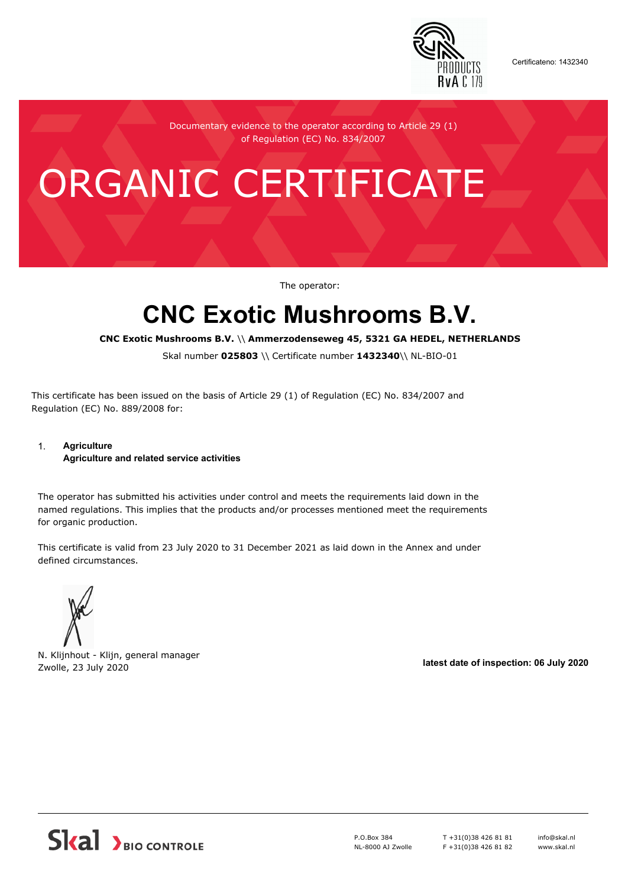Certificateno: 1432340

Documentary evidence to the operator according to Article 29 (1) of Regulation (EC) No. 834/2007

# ORGANIC CERTIFICATE

The operator:

## CNC Exotic Mushrooms B.V.

**CNC Exotic Mushrooms B.V.** \\ **Ammerzodenseweg 45, 5321 GA HEDEL, NETHERLANDS**

Skal number **025803** \\ Certificate number **1432340**\\ NL-BIO-01

This certificate has been issued on the basis of Article 29 (1) of Regulation (EC) No. 834/2007 and Regulation (EC) No. 889/2008 for:

1. **Agriculture**
   **Agriculture and related service activities**

The operator has submitted his activities under control and meets the requirements laid down in the named regulations. This implies that the products and/or processes mentioned meet the requirements for organic production.

This certificate is valid from 23 July 2020 to 31 December 2021 as laid down in the Annex and under defined circumstances.

N. Klijnhout - Klijn, general manager
Zwolle, 23 July 2020

**latest date of inspection: 06 July 2020**

Skal BIO CONTROLE

P.O.Box 384
NL-8000 AJ Zwolle

T +31(0)38 426 81 81
F +31(0)38 426 81 82

info@skal.nl
www.skal.nl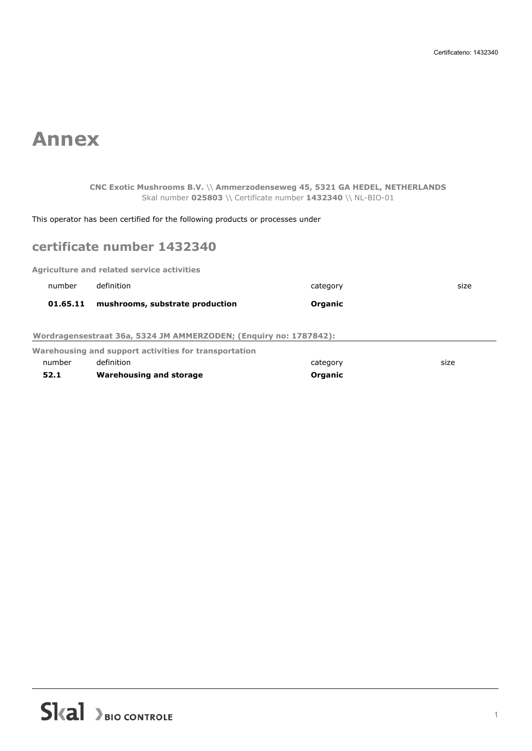# Annex

**CNC Exotic Mushrooms B.V.** \\ **Ammerzodenseweg 45, 5321 GA HEDEL, NETHERLANDS**
Skal number **025803** \\ Certificate number **1432340** \\ NL-BIO-01

This operator has been certified for the following products or processes under

## certificate number 1432340

**Agriculture and related service activities**

| number | definition | category | size |
| --- | --- | --- | --- |
| **01.65.11** | **mushrooms, substrate production** | **Organic** | |

**Wordragensestraat 36a, 5324 JM AMMERZODEN; (Enquiry no: 1787842):**

**Warehousing and support activities for transportation**

| number | definition | category | size |
| --- | --- | --- | --- |
| **52.1** | **Warehousing and storage** | **Organic** | |